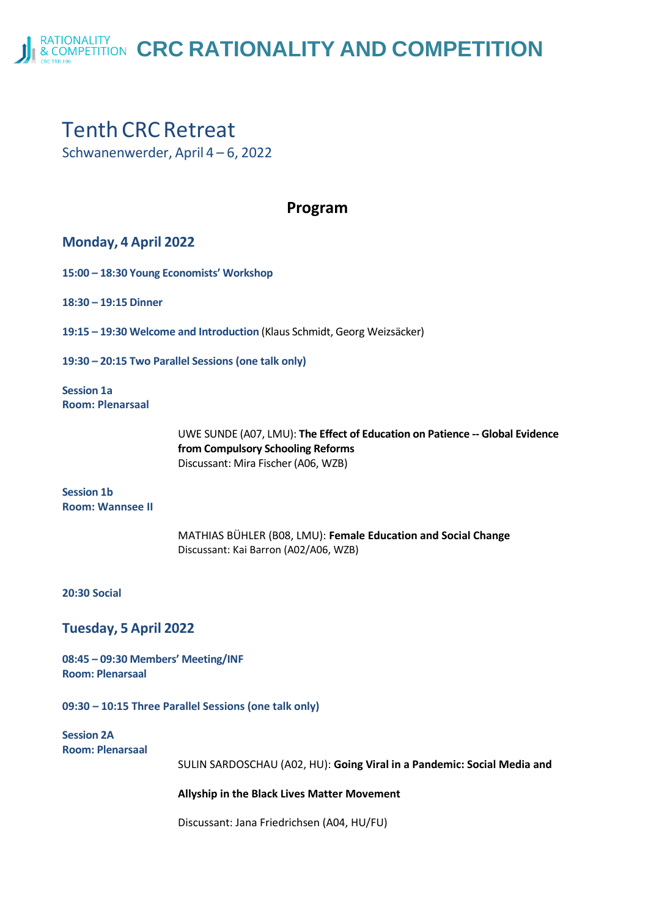# CRC RATIONALITY AND COMPETITION

## Tenth CRC Retreat

Schwanenwerder, April 4 – 6, 2022

### Program

### Monday, 4 April 2022

**15:00 – 18:30 Young Economists' Workshop**

**18:30 – 19:15 Dinner**

**19:15 – 19:30 Welcome and Introduction** (Klaus Schmidt, Georg Weizsäcker)

**19:30 – 20:15 Two Parallel Sessions (one talk only)**

**Session 1a**
**Room: Plenarsaal**

UWE SUNDE (A07, LMU): **The Effect of Education on Patience -- Global Evidence from Compulsory Schooling Reforms**
Discussant: Mira Fischer (A06, WZB)

**Session 1b**
**Room: Wannsee II**

MATHIAS BÜHLER (B08, LMU): **Female Education and Social Change**
Discussant: Kai Barron (A02/A06, WZB)

**20:30 Social**

### Tuesday, 5 April 2022

**08:45 – 09:30 Members' Meeting/INF**
**Room: Plenarsaal**

**09:30 – 10:15 Three Parallel Sessions (one talk only)**

**Session 2A**
**Room: Plenarsaal**

SULIN SARDOSCHAU (A02, HU): **Going Viral in a Pandemic: Social Media and Allyship in the Black Lives Matter Movement**

Discussant: Jana Friedrichsen (A04, HU/FU)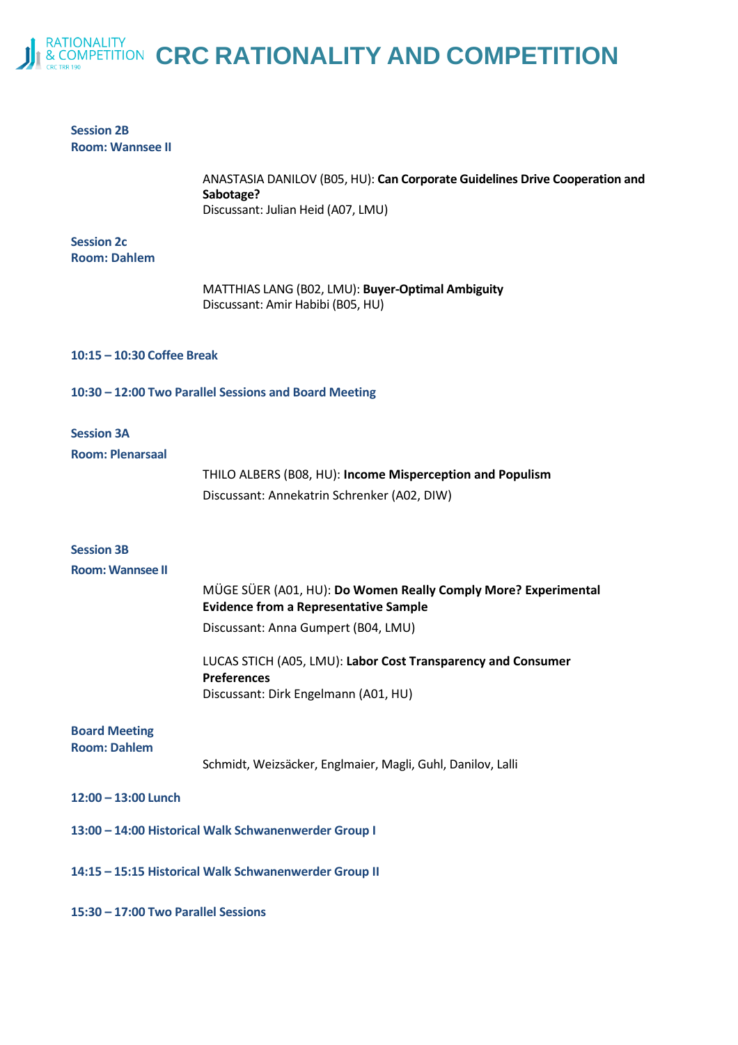**Session 2B**
**Room: Wannsee II**

ANASTASIA DANILOV (B05, HU): **Can Corporate Guidelines Drive Cooperation and Sabotage?**
Discussant: Julian Heid (A07, LMU)

**Session 2c**
**Room: Dahlem**

MATTHIAS LANG (B02, LMU): **Buyer-Optimal Ambiguity**
Discussant: Amir Habibi (B05, HU)

**10:15 – 10:30 Coffee Break**

**10:30 – 12:00 Two Parallel Sessions and Board Meeting**

**Session 3A**
**Room: Plenarsaal**

THILO ALBERS (B08, HU): **Income Misperception and Populism**
Discussant: Annekatrin Schrenker (A02, DIW)

**Session 3B**
**Room: Wannsee II**

MÜGE SÜER (A01, HU): **Do Women Really Comply More? Experimental Evidence from a Representative Sample**
Discussant: Anna Gumpert (B04, LMU)

LUCAS STICH (A05, LMU): **Labor Cost Transparency and Consumer Preferences**
Discussant: Dirk Engelmann (A01, HU)

**Board Meeting**
**Room: Dahlem**

Schmidt, Weizsäcker, Englmaier, Magli, Guhl, Danilov, Lalli

**12:00 – 13:00 Lunch**

**13:00 – 14:00 Historical Walk Schwanenwerder Group I**

**14:15 – 15:15 Historical Walk Schwanenwerder Group II**

**15:30 – 17:00 Two Parallel Sessions**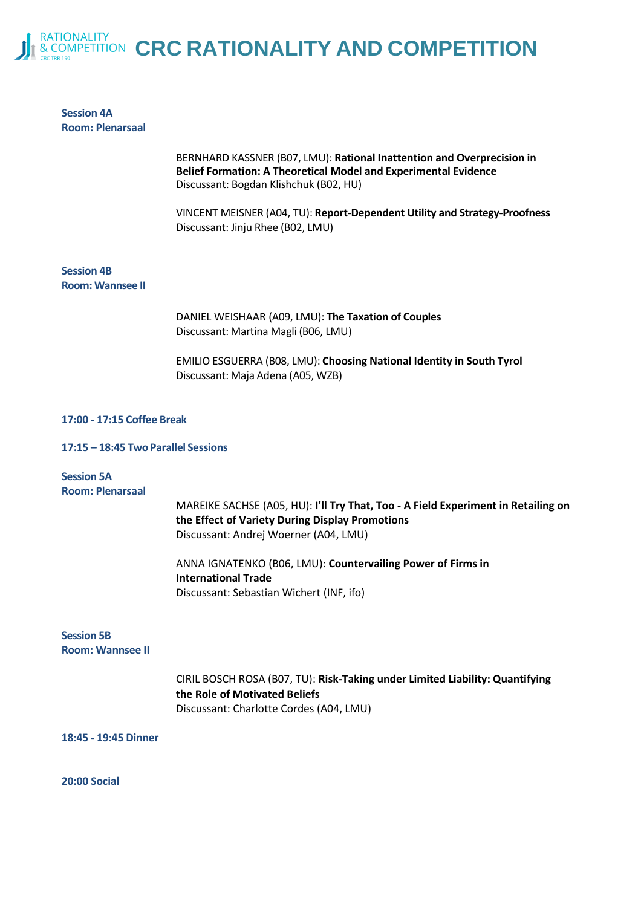**Session 4A**
**Room: Plenarsaal**

BERNHARD KASSNER (B07, LMU): **Rational Inattention and Overprecision in Belief Formation: A Theoretical Model and Experimental Evidence**
Discussant: Bogdan Klishchuk (B02, HU)

VINCENT MEISNER (A04, TU): **Report-Dependent Utility and Strategy-Proofness**
Discussant: Jinju Rhee (B02, LMU)

**Session 4B**
**Room: Wannsee II**

DANIEL WEISHAAR (A09, LMU): **The Taxation of Couples**
Discussant: Martina Magli (B06, LMU)

EMILIO ESGUERRA (B08, LMU): **Choosing National Identity in South Tyrol**
Discussant: Maja Adena (A05, WZB)

**17:00 - 17:15 Coffee Break**

**17:15 – 18:45 Two Parallel Sessions**

**Session 5A**
**Room: Plenarsaal**

MAREIKE SACHSE (A05, HU): **I'll Try That, Too - A Field Experiment in Retailing on the Effect of Variety During Display Promotions**
Discussant: Andrej Woerner (A04, LMU)

ANNA IGNATENKO (B06, LMU): **Countervailing Power of Firms in International Trade**
Discussant: Sebastian Wichert (INF, ifo)

**Session 5B**
**Room: Wannsee II**

CIRIL BOSCH ROSA (B07, TU): **Risk-Taking under Limited Liability: Quantifying the Role of Motivated Beliefs**
Discussant: Charlotte Cordes (A04, LMU)

**18:45 - 19:45 Dinner**

**20:00 Social**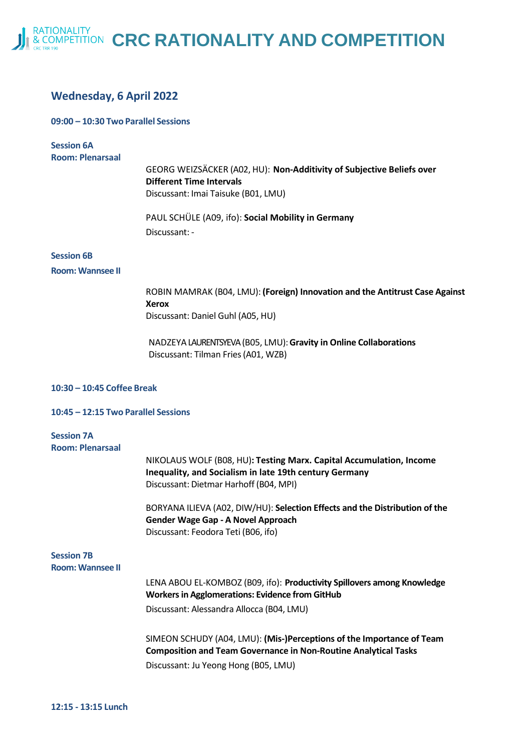# CRC RATIONALITY AND COMPETITION

## Wednesday, 6 April 2022

**09:00 – 10:30 Two Parallel Sessions**

**Session 6A**
**Room: Plenarsaal**

GEORG WEIZSÄCKER (A02, HU): **Non-Additivity of Subjective Beliefs over Different Time Intervals**
Discussant: Imai Taisuke (B01, LMU)

PAUL SCHÜLE (A09, ifo): **Social Mobility in Germany**
Discussant: -

**Session 6B**
**Room: Wannsee II**

ROBIN MAMRAK (B04, LMU): **(Foreign) Innovation and the Antitrust Case Against Xerox**
Discussant: Daniel Guhl (A05, HU)

NADZEYA LAURENTSYEVA (B05, LMU): **Gravity in Online Collaborations**
Discussant: Tilman Fries (A01, WZB)

**10:30 – 10:45 Coffee Break**

**10:45 – 12:15 Two Parallel Sessions**

**Session 7A**
**Room: Plenarsaal**

NIKOLAUS WOLF (B08, HU)**: Testing Marx. Capital Accumulation, Income Inequality, and Socialism in late 19th century Germany**
Discussant: Dietmar Harhoff (B04, MPI)

BORYANA ILIEVA (A02, DIW/HU): **Selection Effects and the Distribution of the Gender Wage Gap - A Novel Approach**
Discussant: Feodora Teti (B06, ifo)

**Session 7B**
**Room: Wannsee II**

LENA ABOU EL-KOMBOZ (B09, ifo): **Productivity Spillovers among Knowledge Workers in Agglomerations: Evidence from GitHub**
Discussant: Alessandra Allocca (B04, LMU)

SIMEON SCHUDY (A04, LMU): **(Mis-)Perceptions of the Importance of Team Composition and Team Governance in Non-Routine Analytical Tasks**
Discussant: Ju Yeong Hong (B05, LMU)

**12:15 - 13:15 Lunch**